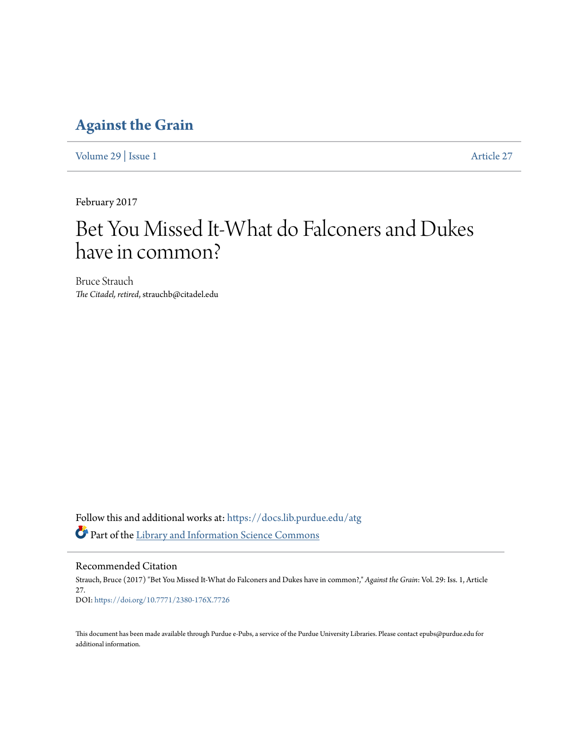# Against the Grain

Volume 29 | Issue 1 Article 27

February 2017

# Bet You Missed It-What do Falconers and Dukes have in common?

Bruce Strauch
*The Citadel, retired*, strauchb@citadel.edu

Follow this and additional works at: https://docs.lib.purdue.edu/atg

Part of the Library and Information Science Commons

## Recommended Citation

Strauch, Bruce (2017) "Bet You Missed It-What do Falconers and Dukes have in common?," *Against the Grain*: Vol. 29: Iss. 1, Article 27.
DOI: https://doi.org/10.7771/2380-176X.7726

This document has been made available through Purdue e-Pubs, a service of the Purdue University Libraries. Please contact epubs@purdue.edu for additional information.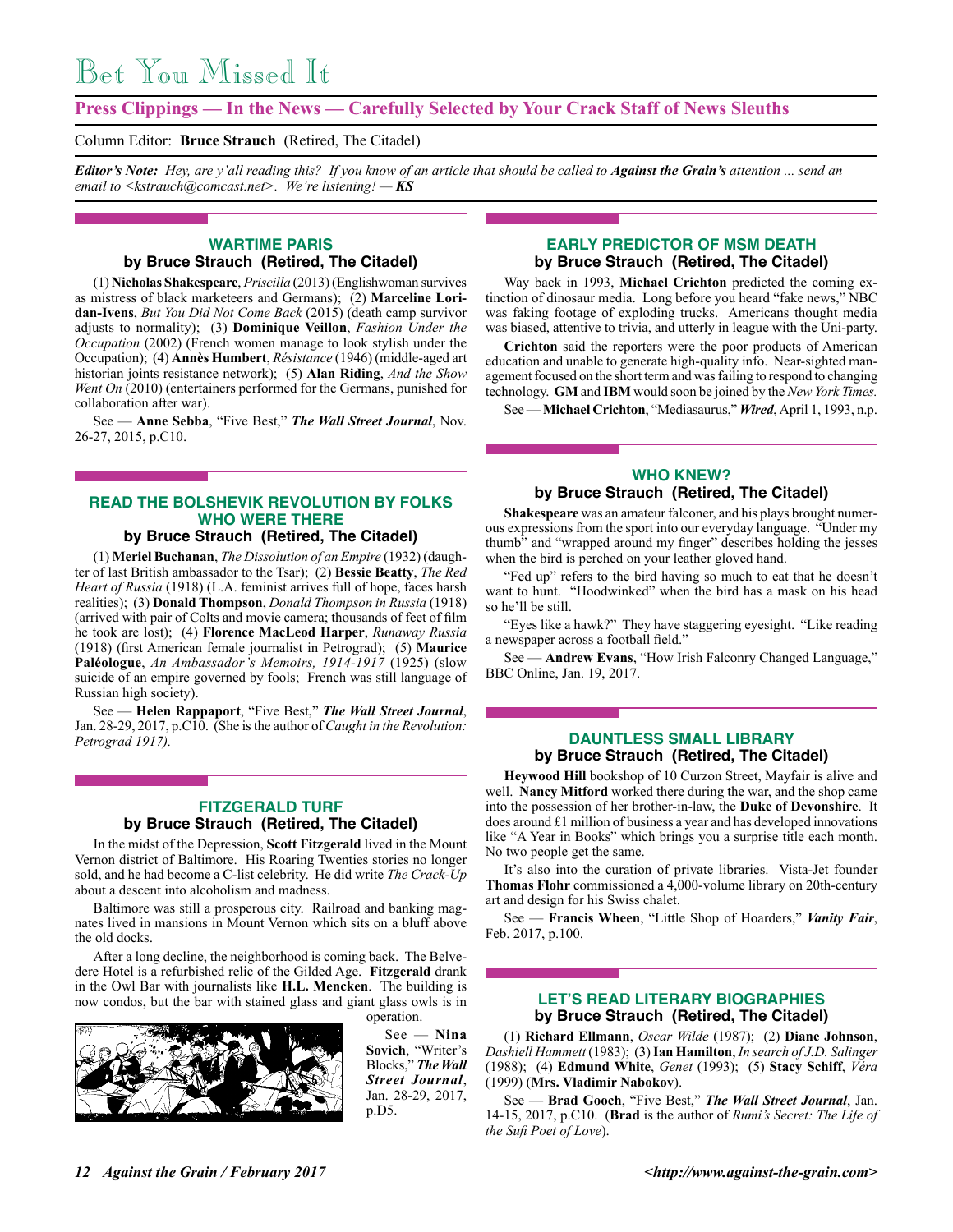# Bet You Missed It

## Press Clippings — In the News — Carefully Selected by Your Crack Staff of News Sleuths

Column Editor: **Bruce Strauch** (Retired, The Citadel)

***Editor's Note:*** *Hey, are y'all reading this? If you know of an article that should be called to **Against the Grain's** attention ... send an email to <kstrauch@comcast.net>. We're listening! — **KS***

### WARTIME PARIS
**by Bruce Strauch (Retired, The Citadel)**

(1) **Nicholas Shakespeare**, *Priscilla* (2013) (Englishwoman survives as mistress of black marketeers and Germans); (2) **Marceline Loridan-Ivens**, *But You Did Not Come Back* (2015) (death camp survivor adjusts to normality); (3) **Dominique Veillon**, *Fashion Under the Occupation* (2002) (French women manage to look stylish under the Occupation); (4) **Annès Humbert**, *Résistance* (1946) (middle-aged art historian joints resistance network); (5) **Alan Riding**, *And the Show Went On* (2010) (entertainers performed for the Germans, punished for collaboration after war).

See — **Anne Sebba**, "Five Best," ***The Wall Street Journal***, Nov. 26-27, 2015, p.C10.

### READ THE BOLSHEVIK REVOLUTION BY FOLKS WHO WERE THERE
**by Bruce Strauch (Retired, The Citadel)**

(1) **Meriel Buchanan**, *The Dissolution of an Empire* (1932) (daughter of last British ambassador to the Tsar); (2) **Bessie Beatty**, *The Red Heart of Russia* (1918) (L.A. feminist arrives full of hope, faces harsh realities); (3) **Donald Thompson**, *Donald Thompson in Russia* (1918) (arrived with pair of Colts and movie camera; thousands of feet of film he took are lost); (4) **Florence MacLeod Harper**, *Runaway Russia* (1918) (first American female journalist in Petrograd); (5) **Maurice Paléologue**, *An Ambassador's Memoirs, 1914-1917* (1925) (slow suicide of an empire governed by fools; French was still language of Russian high society).

See — **Helen Rappaport**, "Five Best," ***The Wall Street Journal***, Jan. 28-29, 2017, p.C10. (She is the author of *Caught in the Revolution: Petrograd 1917).*

### FITZGERALD TURF
**by Bruce Strauch (Retired, The Citadel)**

In the midst of the Depression, **Scott Fitzgerald** lived in the Mount Vernon district of Baltimore. His Roaring Twenties stories no longer sold, and he had become a C-list celebrity. He did write *The Crack-Up* about a descent into alcoholism and madness.

Baltimore was still a prosperous city. Railroad and banking magnates lived in mansions in Mount Vernon which sits on a bluff above the old docks.

After a long decline, the neighborhood is coming back. The Belvedere Hotel is a refurbished relic of the Gilded Age. **Fitzgerald** drank in the Owl Bar with journalists like **H.L. Mencken**. The building is now condos, but the bar with stained glass and giant glass owls is in operation.

See — **Nina Sovich**, "Writer's Blocks," ***The Wall Street Journal***, Jan. 28-29, 2017, p.D5.

### EARLY PREDICTOR OF MSM DEATH
**by Bruce Strauch (Retired, The Citadel)**

Way back in 1993, **Michael Crichton** predicted the coming extinction of dinosaur media. Long before you heard "fake news," NBC was faking footage of exploding trucks. Americans thought media was biased, attentive to trivia, and utterly in league with the Uni-party.

**Crichton** said the reporters were the poor products of American education and unable to generate high-quality info. Near-sighted management focused on the short term and was failing to respond to changing technology. **GM** and **IBM** would soon be joined by the *New York Times.*

See — **Michael Crichton**, "Mediasaurus," ***Wired***, April 1, 1993, n.p.

### WHO KNEW?
**by Bruce Strauch (Retired, The Citadel)**

**Shakespeare** was an amateur falconer, and his plays brought numerous expressions from the sport into our everyday language. "Under my thumb" and "wrapped around my finger" describes holding the jesses when the bird is perched on your leather gloved hand.

"Fed up" refers to the bird having so much to eat that he doesn't want to hunt. "Hoodwinked" when the bird has a mask on his head so he'll be still.

"Eyes like a hawk?" They have staggering eyesight. "Like reading a newspaper across a football field."

See — **Andrew Evans**, "How Irish Falconry Changed Language," BBC Online, Jan. 19, 2017.

### DAUNTLESS SMALL LIBRARY
**by Bruce Strauch (Retired, The Citadel)**

**Heywood Hill** bookshop of 10 Curzon Street, Mayfair is alive and well. **Nancy Mitford** worked there during the war, and the shop came into the possession of her brother-in-law, the **Duke of Devonshire**. It does around £1 million of business a year and has developed innovations like "A Year in Books" which brings you a surprise title each month. No two people get the same.

It's also into the curation of private libraries. Vista-Jet founder **Thomas Flohr** commissioned a 4,000-volume library on 20th-century art and design for his Swiss chalet.

See — **Francis Wheen**, "Little Shop of Hoarders," ***Vanity Fair***, Feb. 2017, p.100.

### LET'S READ LITERARY BIOGRAPHIES
**by Bruce Strauch (Retired, The Citadel)**

(1) **Richard Ellmann**, *Oscar Wilde* (1987); (2) **Diane Johnson**, *Dashiell Hammett* (1983); (3) **Ian Hamilton**, *In search of J.D. Salinger* (1988); (4) **Edmund White**, *Genet* (1993); (5) **Stacy Schiff**, *Véra* (1999) (**Mrs. Vladimir Nabokov**).

See — **Brad Gooch**, "Five Best," ***The Wall Street Journal***, Jan. 14-15, 2017, p.C10. (**Brad** is the author of *Rumi's Secret: The Life of the Sufi Poet of Love*).